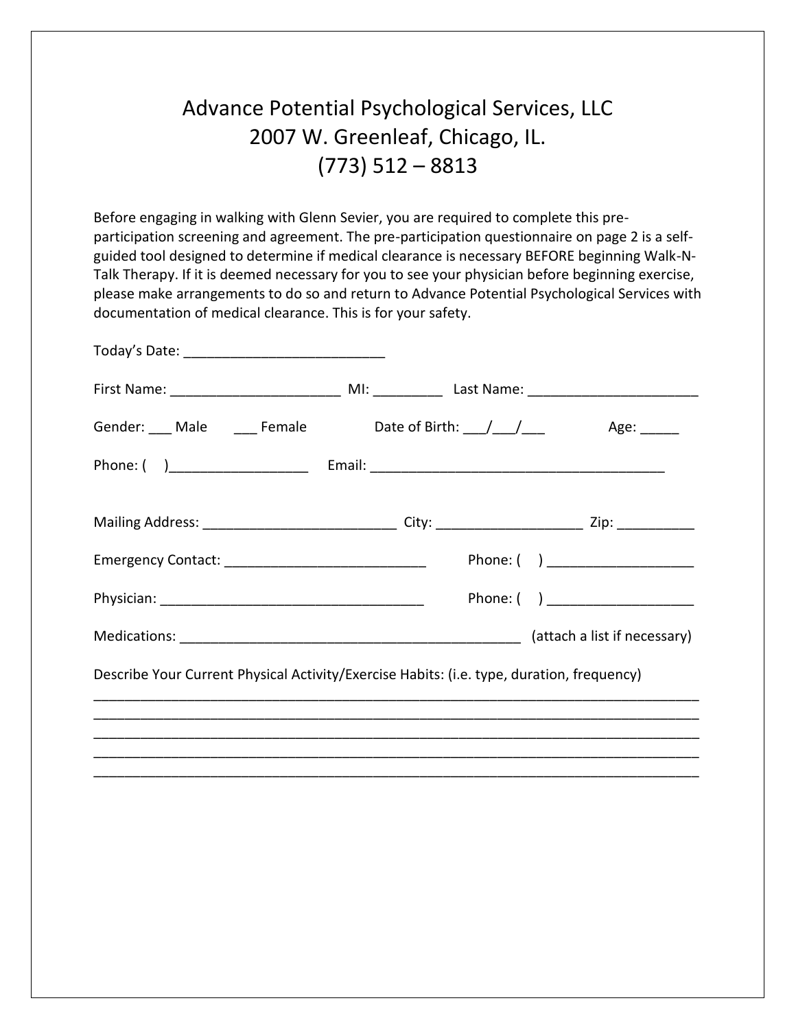# Advance Potential Psychological Services, LLC
# 2007 W. Greenleaf, Chicago, IL.
# (773) 512 – 8813

Before engaging in walking with Glenn Sevier, you are required to complete this pre-participation screening and agreement. The pre-participation questionnaire on page 2 is a self-guided tool designed to determine if medical clearance is necessary BEFORE beginning Walk-N-Talk Therapy. If it is deemed necessary for you to see your physician before beginning exercise, please make arrangements to do so and return to Advance Potential Psychological Services with documentation of medical clearance. This is for your safety.

Today's Date: __________________________

First Name: ______________________ MI: _________ Last Name: ______________________

Gender: ___ Male ___ Female Date of Birth: ___/___/___ Age: _____

Phone: ( )__________________ Email: ______________________________________

Mailing Address: _________________________ City: ___________________ Zip: __________

Emergency Contact: __________________________ Phone: ( ) ___________________

Physician: __________________________________ Phone: ( ) ___________________

Medications: _____________________________________________ (attach a list if necessary)

Describe Your Current Physical Activity/Exercise Habits: (i.e. type, duration, frequency)

_______________________________________________________________________________

_______________________________________________________________________________

_______________________________________________________________________________

_______________________________________________________________________________

_______________________________________________________________________________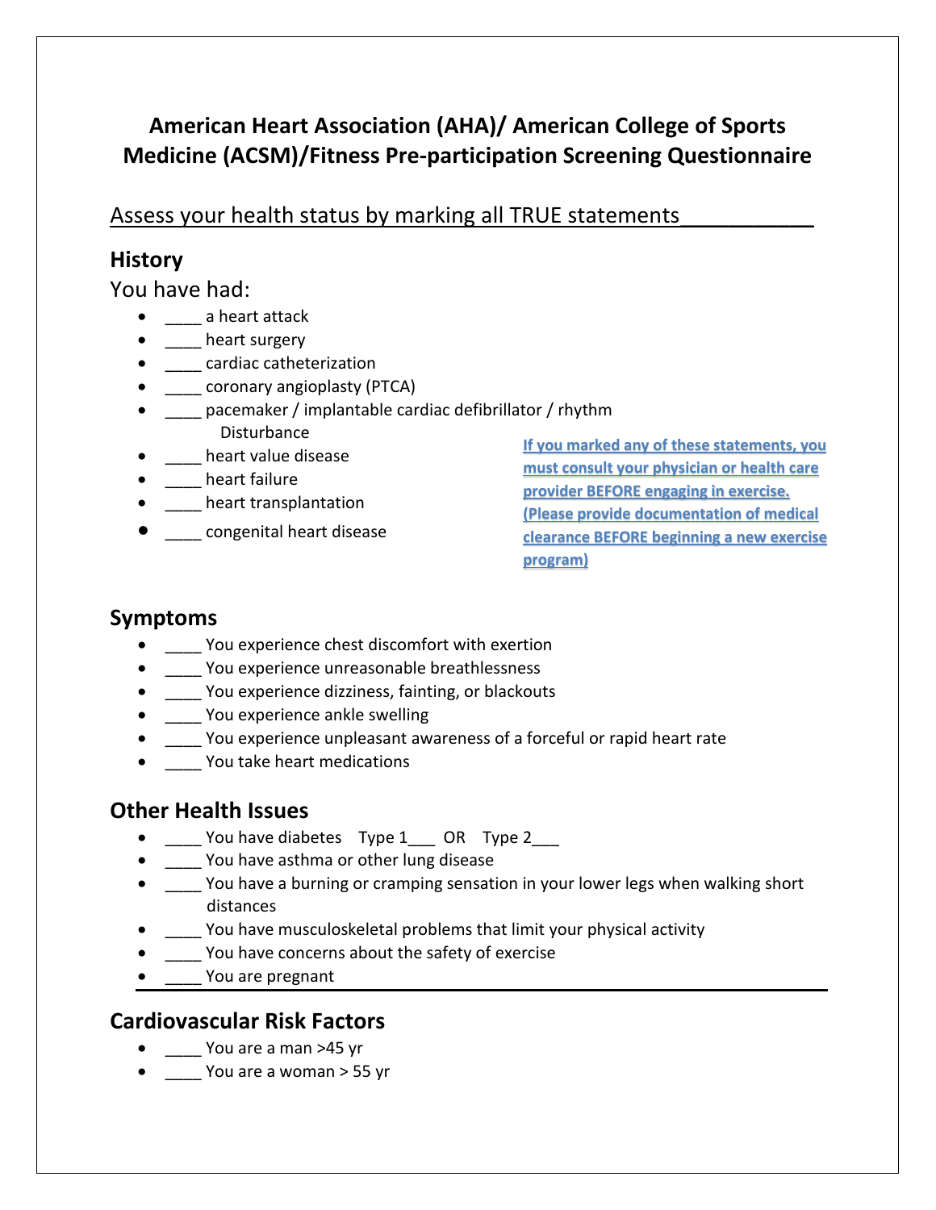# American Heart Association (AHA)/ American College of Sports Medicine (ACSM)/Fitness Pre-participation Screening Questionnaire

Assess your health status by marking all TRUE statements___________

## History

You have had:

- ____ a heart attack
- ____ heart surgery
- ____ cardiac catheterization
- ____ coronary angioplasty (PTCA)
- ____ pacemaker / implantable cardiac defibrillator / rhythm Disturbance
- ____ heart value disease
- ____ heart failure
- ____ heart transplantation
- ____ congenital heart disease

**If you marked any of these statements, you must consult your physician or health care provider BEFORE engaging in exercise. (Please provide documentation of medical clearance BEFORE beginning a new exercise program)**

## Symptoms

- ____ You experience chest discomfort with exertion
- ____ You experience unreasonable breathlessness
- ____ You experience dizziness, fainting, or blackouts
- ____ You experience ankle swelling
- ____ You experience unpleasant awareness of a forceful or rapid heart rate
- ____ You take heart medications

## Other Health Issues

- ____ You have diabetes Type 1___ OR Type 2___
- ____ You have asthma or other lung disease
- ____ You have a burning or cramping sensation in your lower legs when walking short distances
- ____ You have musculoskeletal problems that limit your physical activity
- ____ You have concerns about the safety of exercise
- ____ You are pregnant

---

## Cardiovascular Risk Factors

- ____ You are a man >45 yr
- ____ You are a woman > 55 yr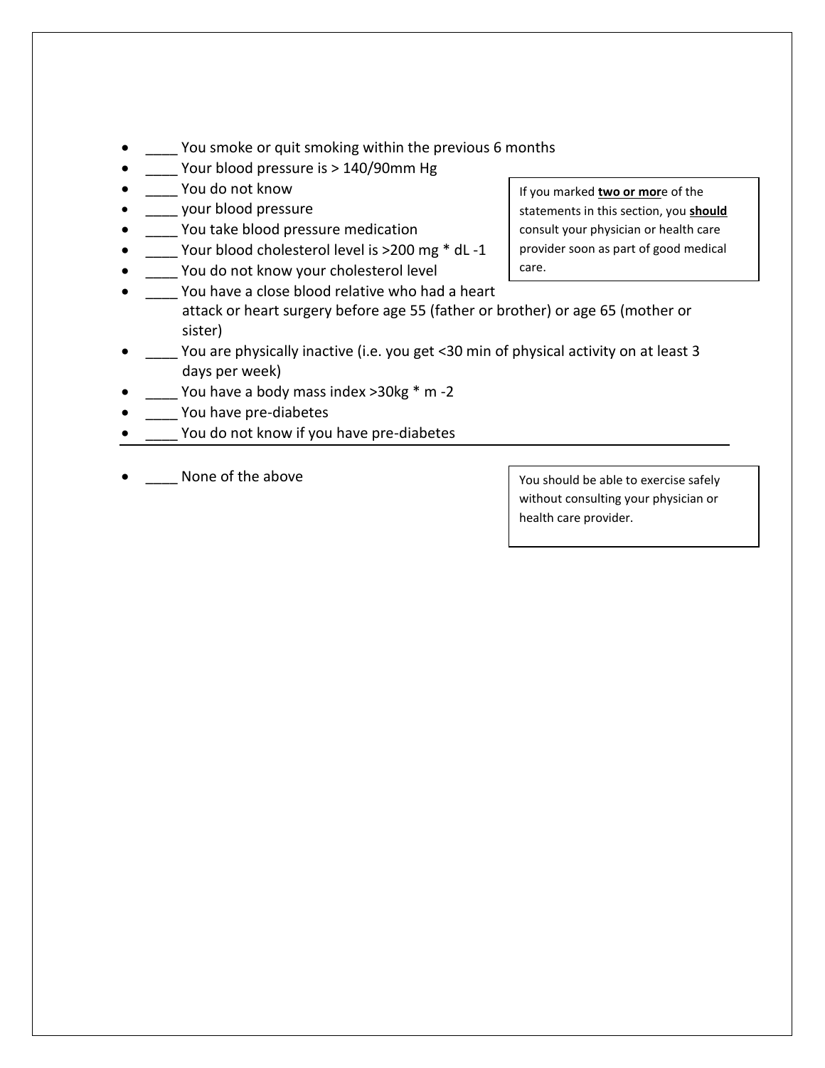- ____ You smoke or quit smoking within the previous 6 months
- ____ Your blood pressure is > 140/90mm Hg
- ____ You do not know
- ____ your blood pressure
- ____ You take blood pressure medication
- ____ Your blood cholesterol level is >200 mg * dL -1
- ____ You do not know your cholesterol level
- ____ You have a close blood relative who had a heart attack or heart surgery before age 55 (father or brother) or age 65 (mother or sister)
- ____ You are physically inactive (i.e. you get <30 min of physical activity on at least 3 days per week)
- ____ You have a body mass index >30kg * m -2
- ____ You have pre-diabetes
- ____ You do not know if you have pre-diabetes

If you marked **two or more** of the statements in this section, you **should** consult your physician or health care provider soon as part of good medical care.

---

- ____ None of the above

You should be able to exercise safely without consulting your physician or health care provider.